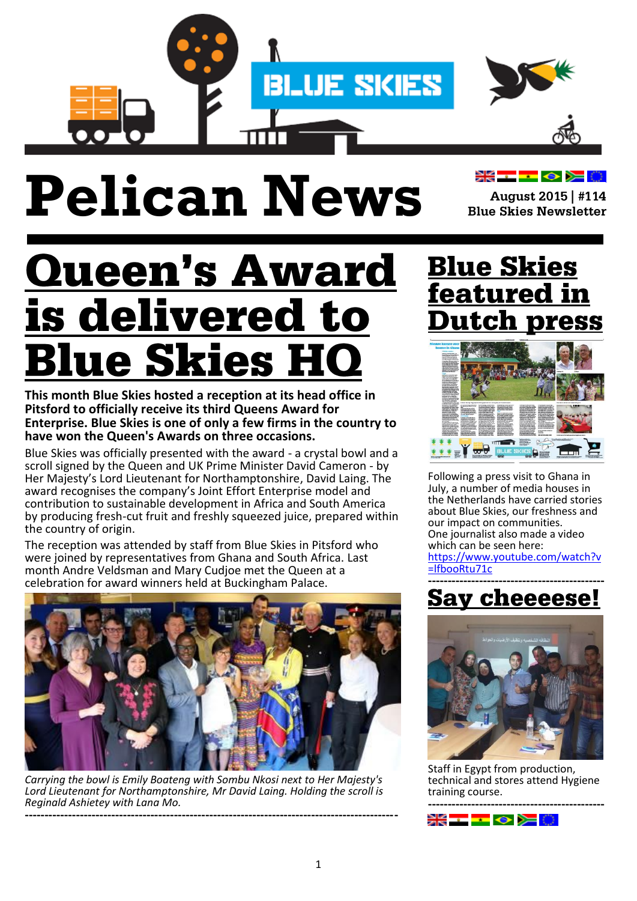# Pelican News

August 2015 | #114
Blue Skies Newsletter

## Queen's Award is delivered to Blue Skies HQ

**This month Blue Skies hosted a reception at its head office in Pitsford to officially receive its third Queens Award for Enterprise. Blue Skies is one of only a few firms in the country to have won the Queen's Awards on three occasions.**

Blue Skies was officially presented with the award - a crystal bowl and a scroll signed by the Queen and UK Prime Minister David Cameron - by Her Majesty's Lord Lieutenant for Northamptonshire, David Laing. The award recognises the company's Joint Effort Enterprise model and contribution to sustainable development in Africa and South America by producing fresh-cut fruit and freshly squeezed juice, prepared within the country of origin.

The reception was attended by staff from Blue Skies in Pitsford who were joined by representatives from Ghana and South Africa. Last month Andre Veldsman and Mary Cudjoe met the Queen at a celebration for award winners held at Buckingham Palace.

*Carrying the bowl is Emily Boateng with Sombu Nkosi next to Her Majesty's Lord Lieutenant for Northamptonshire, Mr David Laing. Holding the scroll is Reginald Ashietey with Lana Mo.*

---

## Blue Skies featured in Dutch press

Following a press visit to Ghana in July, a number of media houses in the Netherlands have carried stories about Blue Skies, our freshness and our impact on communities.
One journalist also made a video which can be seen here:
https://www.youtube.com/watch?v=IfbooRtu71c

---

## Say cheeeese!

Staff in Egypt from production, technical and stores attend Hygiene training course.

---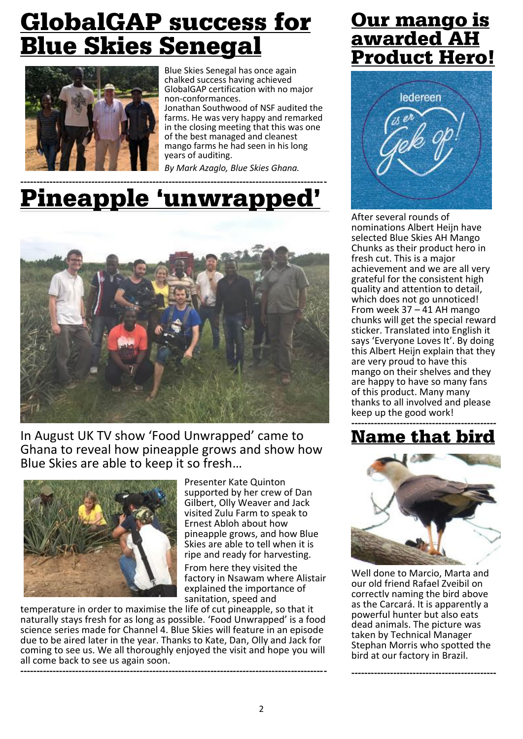# GlobalGAP success for Blue Skies Senegal

Blue Skies Senegal has once again chalked success having achieved GlobalGAP certification with no major non-conformances.

Jonathan Southwood of NSF audited the farms. He was very happy and remarked in the closing meeting that this was one of the best managed and cleanest mango farms he had seen in his long years of auditing.

*By Mark Azaglo, Blue Skies Ghana.*

# Pineapple 'unwrapped'

In August UK TV show 'Food Unwrapped' came to Ghana to reveal how pineapple grows and show how Blue Skies are able to keep it so fresh…

Presenter Kate Quinton supported by her crew of Dan Gilbert, Olly Weaver and Jack visited Zulu Farm to speak to Ernest Abloh about how pineapple grows, and how Blue Skies are able to tell when it is ripe and ready for harvesting.

From here they visited the factory in Nsawam where Alistair explained the importance of sanitation, speed and temperature in order to maximise the life of cut pineapple, so that it naturally stays fresh for as long as possible. 'Food Unwrapped' is a food science series made for Channel 4. Blue Skies will feature in an episode due to be aired later in the year. Thanks to Kate, Dan, Olly and Jack for coming to see us. We all thoroughly enjoyed the visit and hope you will all come back to see us again soon.

# Our mango is awarded AH Product Hero!

Iedereen is er Gek op!

After several rounds of nominations Albert Heijn have selected Blue Skies AH Mango Chunks as their product hero in fresh cut. This is a major achievement and we are all very grateful for the consistent high quality and attention to detail, which does not go unnoticed! From week 37 – 41 AH mango chunks will get the special reward sticker. Translated into English it says 'Everyone Loves It'. By doing this Albert Heijn explain that they are very proud to have this mango on their shelves and they are happy to have so many fans of this product. Many many thanks to all involved and please keep up the good work!

# Name that bird

Well done to Marcio, Marta and our old friend Rafael Zveibil on correctly naming the bird above as the Carcará. It is apparently a powerful hunter but also eats dead animals. The picture was taken by Technical Manager Stephan Morris who spotted the bird at our factory in Brazil.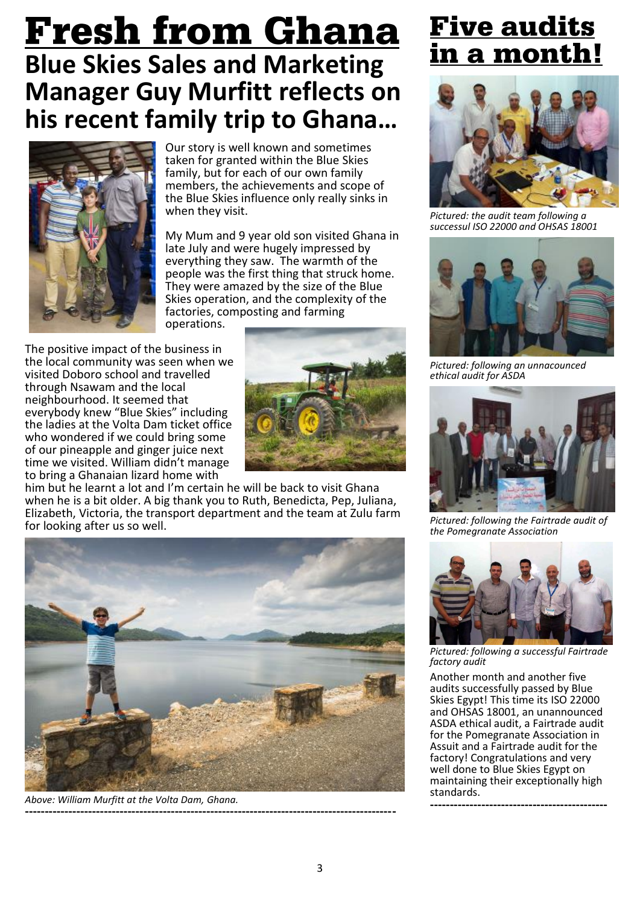# Fresh from Ghana

## Blue Skies Sales and Marketing Manager Guy Murfitt reflects on his recent family trip to Ghana…

Our story is well known and sometimes taken for granted within the Blue Skies family, but for each of our own family members, the achievements and scope of the Blue Skies influence only really sinks in when they visit.

My Mum and 9 year old son visited Ghana in late July and were hugely impressed by everything they saw. The warmth of the people was the first thing that struck home. They were amazed by the size of the Blue Skies operation, and the complexity of the factories, composting and farming operations.

The positive impact of the business in the local community was seen when we visited Doboro school and travelled through Nsawam and the local neighbourhood. It seemed that everybody knew "Blue Skies" including the ladies at the Volta Dam ticket office who wondered if we could bring some of our pineapple and ginger juice next time we visited. William didn't manage to bring a Ghanaian lizard home with him but he learnt a lot and I'm certain he will be back to visit Ghana when he is a bit older. A big thank you to Ruth, Benedicta, Pep, Juliana, Elizabeth, Victoria, the transport department and the team at Zulu farm for looking after us so well.

*Above: William Murfitt at the Volta Dam, Ghana.*

---

# Five audits in a month!

*Pictured: the audit team following a successul ISO 22000 and OHSAS 18001*

*Pictured: following an unnacounced ethical audit for ASDA*

*Pictured: following the Fairtrade audit of the Pomegranate Association*

*Pictured: following a successful Fairtrade factory audit*

Another month and another five audits successfully passed by Blue Skies Egypt! This time its ISO 22000 and OHSAS 18001, an unannounced ASDA ethical audit, a Fairtrade audit for the Pomegranate Association in Assuit and a Fairtrade audit for the factory! Congratulations and very well done to Blue Skies Egypt on maintaining their exceptionally high standards.

---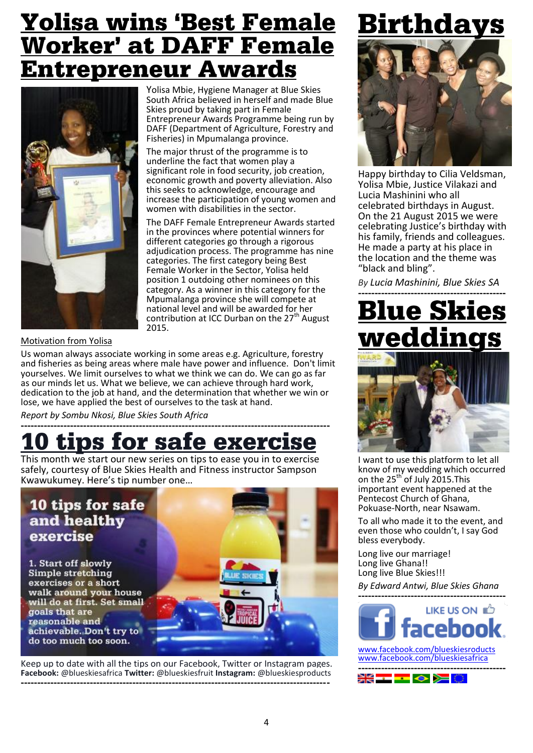# Yolisa wins 'Best Female Worker' at DAFF Female Entrepreneur Awards

Yolisa Mbie, Hygiene Manager at Blue Skies South Africa believed in herself and made Blue Skies proud by taking part in Female Entrepreneur Awards Programme being run by DAFF (Department of Agriculture, Forestry and Fisheries) in Mpumalanga province.

The major thrust of the programme is to underline the fact that women play a significant role in food security, job creation, economic growth and poverty alleviation. Also this seeks to acknowledge, encourage and increase the participation of young women and women with disabilities in the sector.

The DAFF Female Entrepreneur Awards started in the provinces where potential winners for different categories go through a rigorous adjudication process. The programme has nine categories. The first category being Best Female Worker in the Sector, Yolisa held position 1 outdoing other nominees on this category. As a winner in this category for the Mpumalanga province she will compete at national level and will be awarded for her contribution at ICC Durban on the 27th August 2015.

Motivation from Yolisa

Us woman always associate working in some areas e.g. Agriculture, forestry and fisheries as being areas where male have power and influence. Don't limit yourselves. We limit ourselves to what we think we can do. We can go as far as our minds let us. What we believe, we can achieve through hard work, dedication to the job at hand, and the determination that whether we win or lose, we have applied the best of ourselves to the task at hand.

*Report by Sombu Nkosi, Blue Skies South Africa*

---

# 10 tips for safe exercise

This month we start our new series on tips to ease you in to exercise safely, courtesy of Blue Skies Health and Fitness instructor Sampson Kwawukumey. Here's tip number one…

**10 tips for safe and healthy exercise**

**1. Start off slowly**
Simple stretching exercises or a short walk around your house will do at first. Set small goals that are reasonable and achievable. Don't try to do too much too soon.

Keep up to date with all the tips on our Facebook, Twitter or Instagram pages.
**Facebook:** @blueskiesafrica **Twitter:** @blueskiesfruit **Instagram:** @blueskiesproducts

---

# Birthdays

Happy birthday to Cilia Veldsman, Yolisa Mbie, Justice Vilakazi and Lucia Mashinini who all celebrated birthdays in August. On the 21 August 2015 we were celebrating Justice's birthday with his family, friends and colleagues. He made a party at his place in the location and the theme was "black and bling".

*By Lucia Mashinini, Blue Skies SA*

---

# Blue Skies weddings

I want to use this platform to let all know of my wedding which occurred on the 25th of July 2015.This important event happened at the Pentecost Church of Ghana, Pokuase-North, near Nsawam.

To all who made it to the event, and even those who couldn't, I say God bless everybody.

Long live our marriage!
Long live Ghana!!
Long live Blue Skies!!!

*By Edward Antwi, Blue Skies Ghana*

---

LIKE US ON facebook

www.facebook.com/blueskiesroducts
www.facebook.com/blueskiesafrica